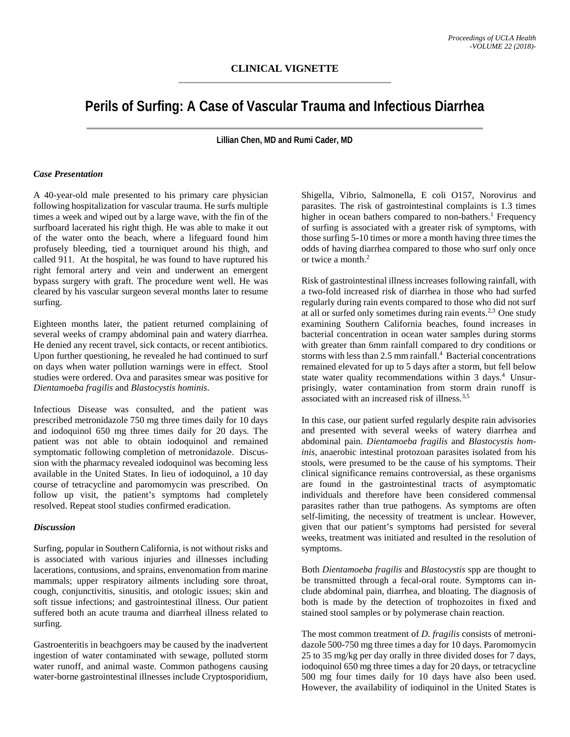**CLINICAL VIGNETTE**

# Perils of Surfing: A Case of Vascular Trauma and Infectious Diarrhea

**Lillian Chen, MD and Rumi Cader, MD**

### *Case Presentation*

A 40-year-old male presented to his primary care physician following hospitalization for vascular trauma. He surfs multiple times a week and wiped out by a large wave, with the fin of the surfboard lacerated his right thigh. He was able to make it out of the water onto the beach, where a lifeguard found him profusely bleeding, tied a tourniquet around his thigh, and called 911. At the hospital, he was found to have ruptured his right femoral artery and vein and underwent an emergent bypass surgery with graft. The procedure went well. He was cleared by his vascular surgeon several months later to resume surfing.

Eighteen months later, the patient returned complaining of several weeks of crampy abdominal pain and watery diarrhea. He denied any recent travel, sick contacts, or recent antibiotics. Upon further questioning, he revealed he had continued to surf on days when water pollution warnings were in effect. Stool studies were ordered. Ova and parasites smear was positive for *Dientamoeba fragilis* and *Blastocystis hominis*.

Infectious Disease was consulted, and the patient was prescribed metronidazole 750 mg three times daily for 10 days and iodoquinol 650 mg three times daily for 20 days. The patient was not able to obtain iodoquinol and remained symptomatic following completion of metronidazole. Discussion with the pharmacy revealed iodoquinol was becoming less available in the United States. In lieu of iodoquinol, a 10 day course of tetracycline and paromomycin was prescribed. On follow up visit, the patient's symptoms had completely resolved. Repeat stool studies confirmed eradication.

### *Discussion*

Surfing, popular in Southern California, is not without risks and is associated with various injuries and illnesses including lacerations, contusions, and sprains, envenomation from marine mammals; upper respiratory ailments including sore throat, cough, conjunctivitis, sinusitis, and otologic issues; skin and soft tissue infections; and gastrointestinal illness. Our patient suffered both an acute trauma and diarrheal illness related to surfing.

Gastroenteritis in beachgoers may be caused by the inadvertent ingestion of water contaminated with sewage, polluted storm water runoff, and animal waste. Common pathogens causing water-borne gastrointestinal illnesses include Cryptosporidium, Shigella, Vibrio, Salmonella, E coli O157, Norovirus and parasites. The risk of gastrointestinal complaints is 1.3 times higher in ocean bathers compared to non-bathers.[1] Frequency of surfing is associated with a greater risk of symptoms, with those surfing 5-10 times or more a month having three times the odds of having diarrhea compared to those who surf only once or twice a month.[2]

Risk of gastrointestinal illness increases following rainfall, with a two-fold increased risk of diarrhea in those who had surfed regularly during rain events compared to those who did not surf at all or surfed only sometimes during rain events.[2,3] One study examining Southern California beaches, found increases in bacterial concentration in ocean water samples during storms with greater than 6mm rainfall compared to dry conditions or storms with less than 2.5 mm rainfall.[4] Bacterial concentrations remained elevated for up to 5 days after a storm, but fell below state water quality recommendations within 3 days.[4] Unsurprisingly, water contamination from storm drain runoff is associated with an increased risk of illness.[3,5]

In this case, our patient surfed regularly despite rain advisories and presented with several weeks of watery diarrhea and abdominal pain. *Dientamoeba fragilis* and *Blastocystis hominis*, anaerobic intestinal protozoan parasites isolated from his stools, were presumed to be the cause of his symptoms. Their clinical significance remains controversial, as these organisms are found in the gastrointestinal tracts of asymptomatic individuals and therefore have been considered commensal parasites rather than true pathogens. As symptoms are often self-limiting, the necessity of treatment is unclear. However, given that our patient's symptoms had persisted for several weeks, treatment was initiated and resulted in the resolution of symptoms.

Both *Dientamoeba fragilis* and *Blastocystis* spp are thought to be transmitted through a fecal-oral route. Symptoms can include abdominal pain, diarrhea, and bloating. The diagnosis of both is made by the detection of trophozoites in fixed and stained stool samples or by polymerase chain reaction.

The most common treatment of *D. fragilis* consists of metronidazole 500-750 mg three times a day for 10 days. Paromomycin 25 to 35 mg/kg per day orally in three divided doses for 7 days, iodoquinol 650 mg three times a day for 20 days, or tetracycline 500 mg four times daily for 10 days have also been used. However, the availability of iodiquinol in the United States is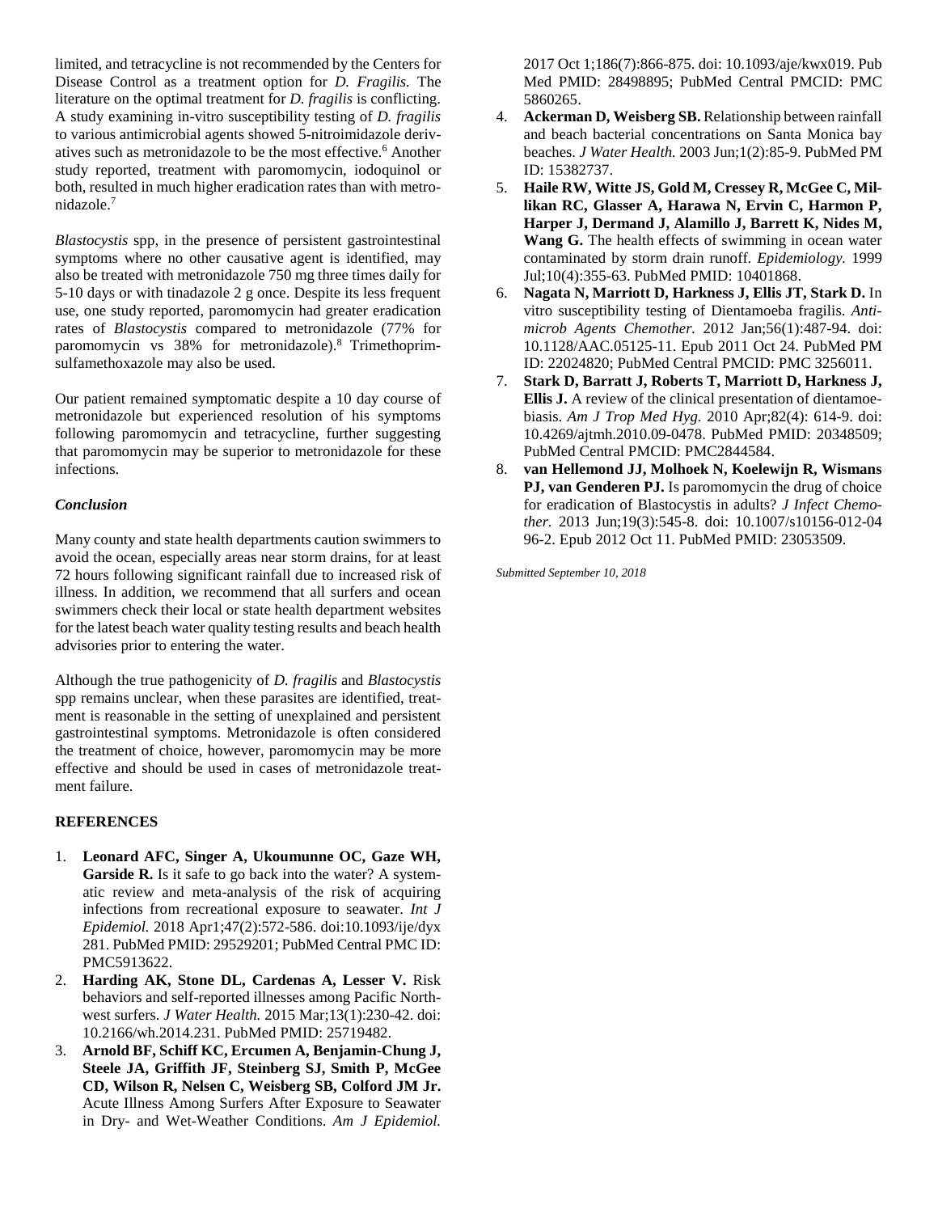limited, and tetracycline is not recommended by the Centers for Disease Control as a treatment option for *D. Fragilis.* The literature on the optimal treatment for *D. fragilis* is conflicting. A study examining in-vitro susceptibility testing of *D. fragilis* to various antimicrobial agents showed 5-nitroimidazole derivatives such as metronidazole to be the most effective.[6] Another study reported, treatment with paromomycin, iodoquinol or both, resulted in much higher eradication rates than with metronidazole.[7]

*Blastocystis* spp, in the presence of persistent gastrointestinal symptoms where no other causative agent is identified, may also be treated with metronidazole 750 mg three times daily for 5-10 days or with tinadazole 2 g once. Despite its less frequent use, one study reported, paromomycin had greater eradication rates of *Blastocystis* compared to metronidazole (77% for paromomycin vs 38% for metronidazole).[8] Trimethoprim-sulfamethoxazole may also be used.

Our patient remained symptomatic despite a 10 day course of metronidazole but experienced resolution of his symptoms following paromomycin and tetracycline, further suggesting that paromomycin may be superior to metronidazole for these infections.

### *Conclusion*

Many county and state health departments caution swimmers to avoid the ocean, especially areas near storm drains, for at least 72 hours following significant rainfall due to increased risk of illness. In addition, we recommend that all surfers and ocean swimmers check their local or state health department websites for the latest beach water quality testing results and beach health advisories prior to entering the water.

Although the true pathogenicity of *D. fragilis* and *Blastocystis* spp remains unclear, when these parasites are identified, treatment is reasonable in the setting of unexplained and persistent gastrointestinal symptoms. Metronidazole is often considered the treatment of choice, however, paromomycin may be more effective and should be used in cases of metronidazole treatment failure.

## REFERENCES

1. **Leonard AFC, Singer A, Ukoumunne OC, Gaze WH, Garside R.** Is it safe to go back into the water? A systematic review and meta-analysis of the risk of acquiring infections from recreational exposure to seawater. *Int J Epidemiol.* 2018 Apr1;47(2):572-586. doi:10.1093/ije/dyx281. PubMed PMID: 29529201; PubMed Central PMC ID: PMC5913622.
2. **Harding AK, Stone DL, Cardenas A, Lesser V.** Risk behaviors and self-reported illnesses among Pacific Northwest surfers. *J Water Health.* 2015 Mar;13(1):230-42. doi: 10.2166/wh.2014.231. PubMed PMID: 25719482.
3. **Arnold BF, Schiff KC, Ercumen A, Benjamin-Chung J, Steele JA, Griffith JF, Steinberg SJ, Smith P, McGee CD, Wilson R, Nelsen C, Weisberg SB, Colford JM Jr.** Acute Illness Among Surfers After Exposure to Seawater in Dry- and Wet-Weather Conditions. *Am J Epidemiol.* 2017 Oct 1;186(7):866-875. doi: 10.1093/aje/kwx019. Pub Med PMID: 28498895; PubMed Central PMCID: PMC 5860265.
4. **Ackerman D, Weisberg SB.** Relationship between rainfall and beach bacterial concentrations on Santa Monica bay beaches. *J Water Health.* 2003 Jun;1(2):85-9. PubMed PM ID: 15382737.
5. **Haile RW, Witte JS, Gold M, Cressey R, McGee C, Millikan RC, Glasser A, Harawa N, Ervin C, Harmon P, Harper J, Dermand J, Alamillo J, Barrett K, Nides M, Wang G.** The health effects of swimming in ocean water contaminated by storm drain runoff. *Epidemiology.* 1999 Jul;10(4):355-63. PubMed PMID: 10401868.
6. **Nagata N, Marriott D, Harkness J, Ellis JT, Stark D.** In vitro susceptibility testing of Dientamoeba fragilis. *Antimicrob Agents Chemother.* 2012 Jan;56(1):487-94. doi: 10.1128/AAC.05125-11. Epub 2011 Oct 24. PubMed PM ID: 22024820; PubMed Central PMCID: PMC 3256011.
7. **Stark D, Barratt J, Roberts T, Marriott D, Harkness J, Ellis J.** A review of the clinical presentation of dientamoebiasis. *Am J Trop Med Hyg.* 2010 Apr;82(4): 614-9. doi: 10.4269/ajtmh.2010.09-0478. PubMed PMID: 20348509; PubMed Central PMCID: PMC2844584.
8. **van Hellemond JJ, Molhoek N, Koelewijn R, Wismans PJ, van Genderen PJ.** Is paromomycin the drug of choice for eradication of Blastocystis in adults? *J Infect Chemother.* 2013 Jun;19(3):545-8. doi: 10.1007/s10156-012-0496-2. Epub 2012 Oct 11. PubMed PMID: 23053509.

*Submitted September 10, 2018*